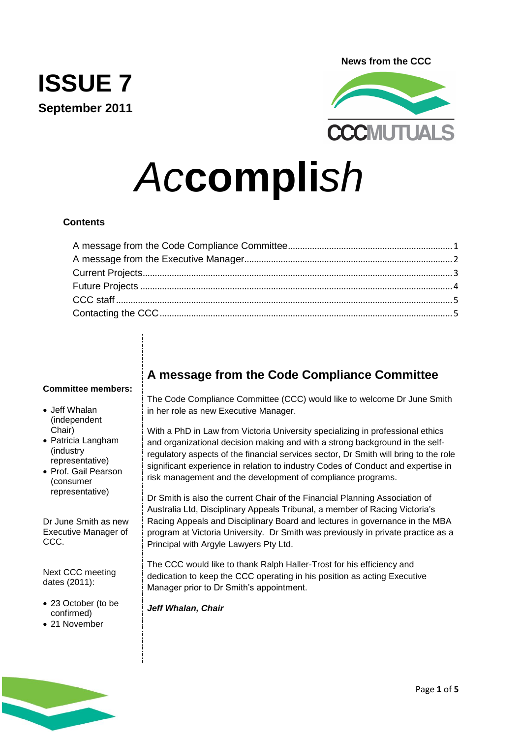News from the CCC

# ISSUE 7

**September 2011**

CCCMUTUALS

# *Ac***compli***sh*

**Contents**

- A message from the Code Compliance Committee ... 1
- A message from the Executive Manager ... 2
- Current Projects ... 3
- Future Projects ... 4
- CCC staff ... 5
- Contacting the CCC ... 5

**Committee members:**

- Jeff Whalan (independent Chair)
- Patricia Langham (industry representative)
- Prof. Gail Pearson (consumer representative)

Dr June Smith as new Executive Manager of CCC.

Next CCC meeting dates (2011):

- 23 October (to be confirmed)
- 21 November

## A message from the Code Compliance Committee

The Code Compliance Committee (CCC) would like to welcome Dr June Smith in her role as new Executive Manager.

With a PhD in Law from Victoria University specializing in professional ethics and organizational decision making and with a strong background in the self-regulatory aspects of the financial services sector, Dr Smith will bring to the role significant experience in relation to industry Codes of Conduct and expertise in risk management and the development of compliance programs.

Dr Smith is also the current Chair of the Financial Planning Association of Australia Ltd, Disciplinary Appeals Tribunal, a member of Racing Victoria's Racing Appeals and Disciplinary Board and lectures in governance in the MBA program at Victoria University. Dr Smith was previously in private practice as a Principal with Argyle Lawyers Pty Ltd.

The CCC would like to thank Ralph Haller-Trost for his efficiency and dedication to keep the CCC operating in his position as acting Executive Manager prior to Dr Smith's appointment.

***Jeff Whalan, Chair***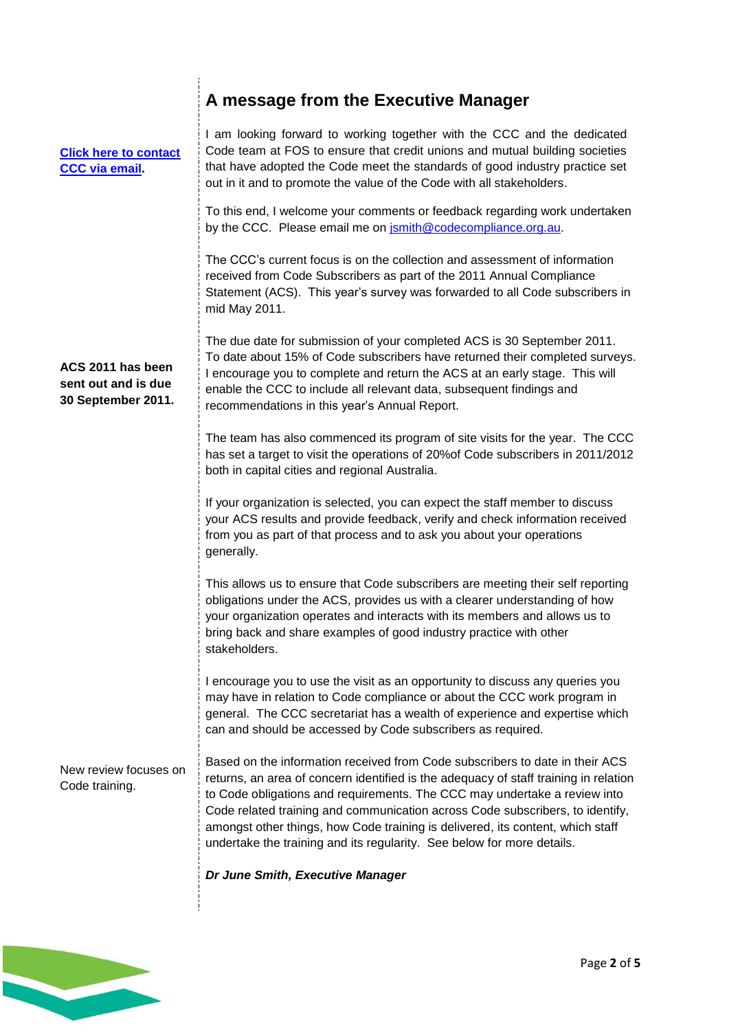## A message from the Executive Manager

**[Click here to contact CCC via email](#).**

I am looking forward to working together with the CCC and the dedicated Code team at FOS to ensure that credit unions and mutual building societies that have adopted the Code meet the standards of good industry practice set out in it and to promote the value of the Code with all stakeholders.

To this end, I welcome your comments or feedback regarding work undertaken by the CCC. Please email me on [jsmith@codecompliance.org.au](mailto:jsmith@codecompliance.org.au).

The CCC's current focus is on the collection and assessment of information received from Code Subscribers as part of the 2011 Annual Compliance Statement (ACS). This year's survey was forwarded to all Code subscribers in mid May 2011.

**ACS 2011 has been sent out and is due 30 September 2011.**

The due date for submission of your completed ACS is 30 September 2011. To date about 15% of Code subscribers have returned their completed surveys. I encourage you to complete and return the ACS at an early stage. This will enable the CCC to include all relevant data, subsequent findings and recommendations in this year's Annual Report.

The team has also commenced its program of site visits for the year. The CCC has set a target to visit the operations of 20%of Code subscribers in 2011/2012 both in capital cities and regional Australia.

If your organization is selected, you can expect the staff member to discuss your ACS results and provide feedback, verify and check information received from you as part of that process and to ask you about your operations generally.

This allows us to ensure that Code subscribers are meeting their self reporting obligations under the ACS, provides us with a clearer understanding of how your organization operates and interacts with its members and allows us to bring back and share examples of good industry practice with other stakeholders.

I encourage you to use the visit as an opportunity to discuss any queries you may have in relation to Code compliance or about the CCC work program in general. The CCC secretariat has a wealth of experience and expertise which can and should be accessed by Code subscribers as required.

New review focuses on Code training.

Based on the information received from Code subscribers to date in their ACS returns, an area of concern identified is the adequacy of staff training in relation to Code obligations and requirements. The CCC may undertake a review into Code related training and communication across Code subscribers, to identify, amongst other things, how Code training is delivered, its content, which staff undertake the training and its regularity. See below for more details.

***Dr June Smith, Executive Manager***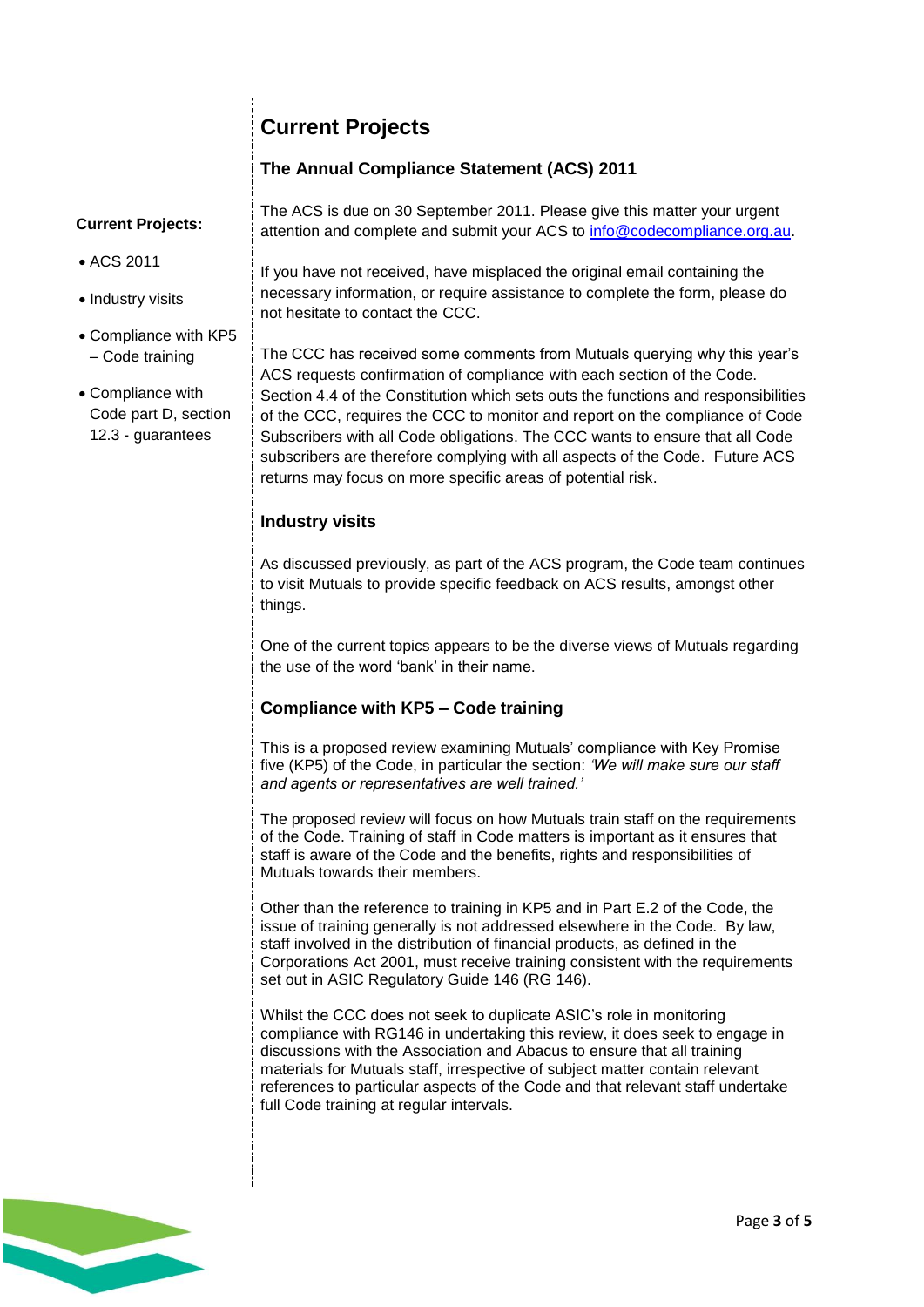# Current Projects

**Current Projects:**

- ACS 2011
- Industry visits
- Compliance with KP5 – Code training
- Compliance with Code part D, section 12.3 - guarantees

## The Annual Compliance Statement (ACS) 2011

The ACS is due on 30 September 2011. Please give this matter your urgent attention and complete and submit your ACS to info@codecompliance.org.au.

If you have not received, have misplaced the original email containing the necessary information, or require assistance to complete the form, please do not hesitate to contact the CCC.

The CCC has received some comments from Mutuals querying why this year's ACS requests confirmation of compliance with each section of the Code. Section 4.4 of the Constitution which sets outs the functions and responsibilities of the CCC, requires the CCC to monitor and report on the compliance of Code Subscribers with all Code obligations. The CCC wants to ensure that all Code subscribers are therefore complying with all aspects of the Code. Future ACS returns may focus on more specific areas of potential risk.

## Industry visits

As discussed previously, as part of the ACS program, the Code team continues to visit Mutuals to provide specific feedback on ACS results, amongst other things.

One of the current topics appears to be the diverse views of Mutuals regarding the use of the word 'bank' in their name.

## Compliance with KP5 – Code training

This is a proposed review examining Mutuals' compliance with Key Promise five (KP5) of the Code, in particular the section: *'We will make sure our staff and agents or representatives are well trained.'*

The proposed review will focus on how Mutuals train staff on the requirements of the Code. Training of staff in Code matters is important as it ensures that staff is aware of the Code and the benefits, rights and responsibilities of Mutuals towards their members.

Other than the reference to training in KP5 and in Part E.2 of the Code, the issue of training generally is not addressed elsewhere in the Code. By law, staff involved in the distribution of financial products, as defined in the Corporations Act 2001, must receive training consistent with the requirements set out in ASIC Regulatory Guide 146 (RG 146).

Whilst the CCC does not seek to duplicate ASIC's role in monitoring compliance with RG146 in undertaking this review, it does seek to engage in discussions with the Association and Abacus to ensure that all training materials for Mutuals staff, irrespective of subject matter contain relevant references to particular aspects of the Code and that relevant staff undertake full Code training at regular intervals.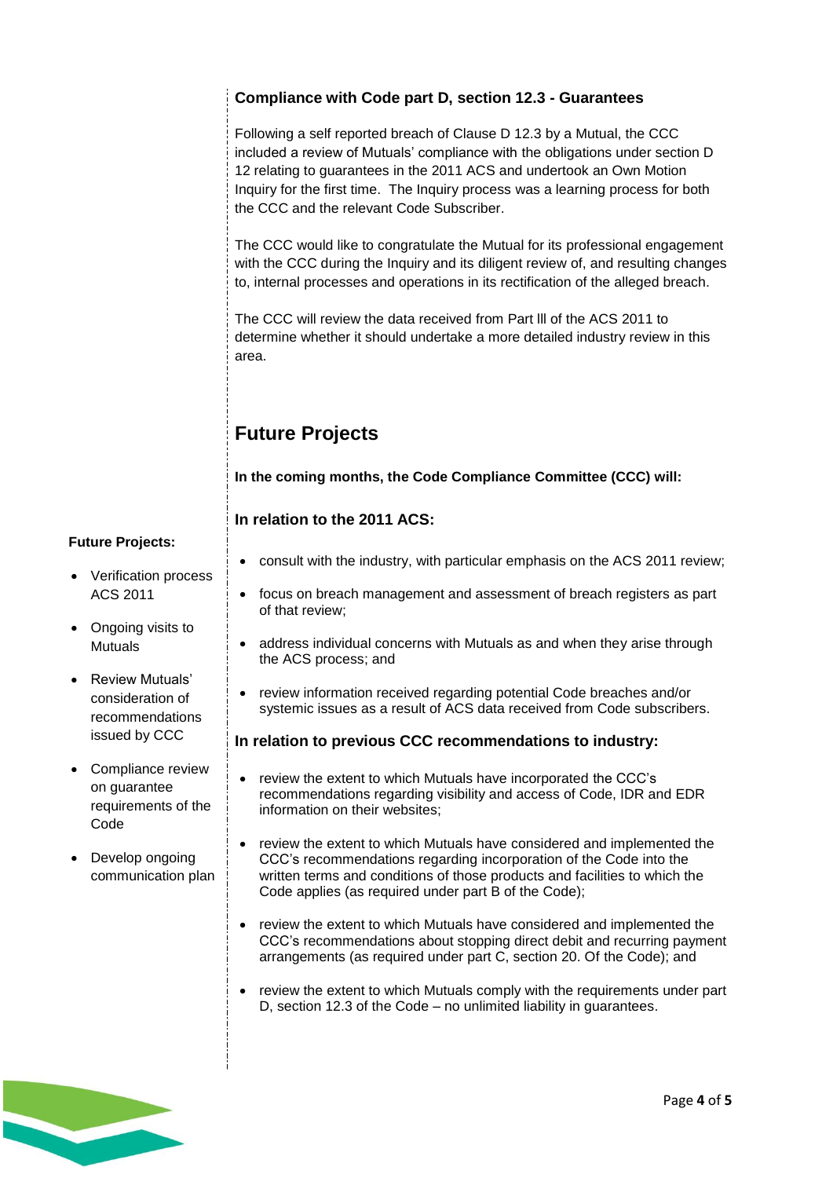### Compliance with Code part D, section 12.3 - Guarantees

Following a self reported breach of Clause D 12.3 by a Mutual, the CCC included a review of Mutuals' compliance with the obligations under section D 12 relating to guarantees in the 2011 ACS and undertook an Own Motion Inquiry for the first time. The Inquiry process was a learning process for both the CCC and the relevant Code Subscriber.

The CCC would like to congratulate the Mutual for its professional engagement with the CCC during the Inquiry and its diligent review of, and resulting changes to, internal processes and operations in its rectification of the alleged breach.

The CCC will review the data received from Part lll of the ACS 2011 to determine whether it should undertake a more detailed industry review in this area.

## Future Projects

**In the coming months, the Code Compliance Committee (CCC) will:**

### In relation to the 2011 ACS:

- consult with the industry, with particular emphasis on the ACS 2011 review;
- focus on breach management and assessment of breach registers as part of that review;
- address individual concerns with Mutuals as and when they arise through the ACS process; and
- review information received regarding potential Code breaches and/or systemic issues as a result of ACS data received from Code subscribers.

### In relation to previous CCC recommendations to industry:

- review the extent to which Mutuals have incorporated the CCC's recommendations regarding visibility and access of Code, IDR and EDR information on their websites;
- review the extent to which Mutuals have considered and implemented the CCC's recommendations regarding incorporation of the Code into the written terms and conditions of those products and facilities to which the Code applies (as required under part B of the Code);
- review the extent to which Mutuals have considered and implemented the CCC's recommendations about stopping direct debit and recurring payment arrangements (as required under part C, section 20. Of the Code); and
- review the extent to which Mutuals comply with the requirements under part D, section 12.3 of the Code – no unlimited liability in guarantees.

**Future Projects:**

- Verification process ACS 2011
- Ongoing visits to Mutuals
- Review Mutuals' consideration of recommendations issued by CCC
- Compliance review on guarantee requirements of the Code
- Develop ongoing communication plan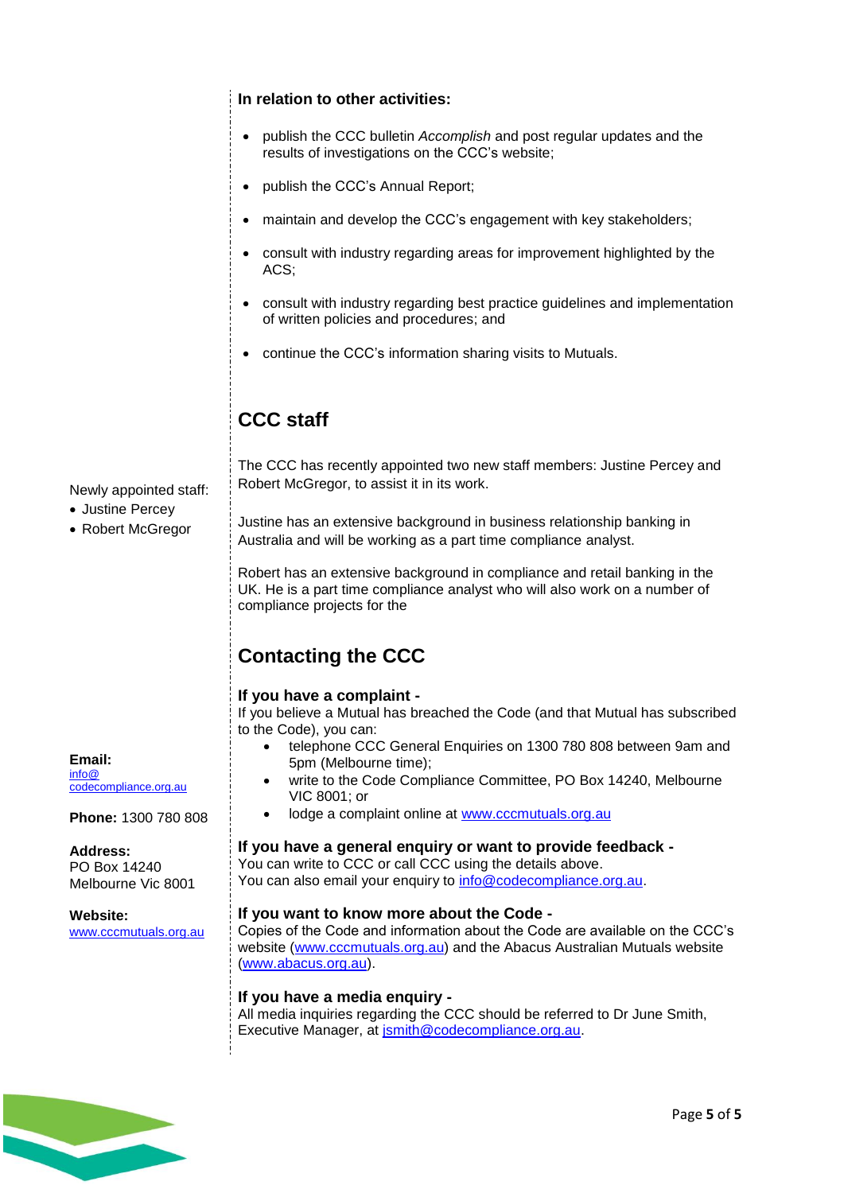**In relation to other activities:**

- publish the CCC bulletin *Accomplish* and post regular updates and the results of investigations on the CCC's website;
- publish the CCC's Annual Report;
- maintain and develop the CCC's engagement with key stakeholders;
- consult with industry regarding areas for improvement highlighted by the ACS;
- consult with industry regarding best practice guidelines and implementation of written policies and procedures; and
- continue the CCC's information sharing visits to Mutuals.

## CCC staff

Newly appointed staff:

- Justine Percey
- Robert McGregor

The CCC has recently appointed two new staff members: Justine Percey and Robert McGregor, to assist it in its work.

Justine has an extensive background in business relationship banking in Australia and will be working as a part time compliance analyst.

Robert has an extensive background in compliance and retail banking in the UK. He is a part time compliance analyst who will also work on a number of compliance projects for the

## Contacting the CCC

**Email:** info@codecompliance.org.au

**Phone:** 1300 780 808

**Address:**
PO Box 14240
Melbourne Vic 8001

**Website:** www.cccmutuals.org.au

### If you have a complaint -

If you believe a Mutual has breached the Code (and that Mutual has subscribed to the Code), you can:

- telephone CCC General Enquiries on 1300 780 808 between 9am and 5pm (Melbourne time);
- write to the Code Compliance Committee, PO Box 14240, Melbourne VIC 8001; or
- lodge a complaint online at www.cccmutuals.org.au

### If you have a general enquiry or want to provide feedback -

You can write to CCC or call CCC using the details above.
You can also email your enquiry to info@codecompliance.org.au.

### If you want to know more about the Code -

Copies of the Code and information about the Code are available on the CCC's website (www.cccmutuals.org.au) and the Abacus Australian Mutuals website (www.abacus.org.au).

### If you have a media enquiry -

All media inquiries regarding the CCC should be referred to Dr June Smith, Executive Manager, at jsmith@codecompliance.org.au.